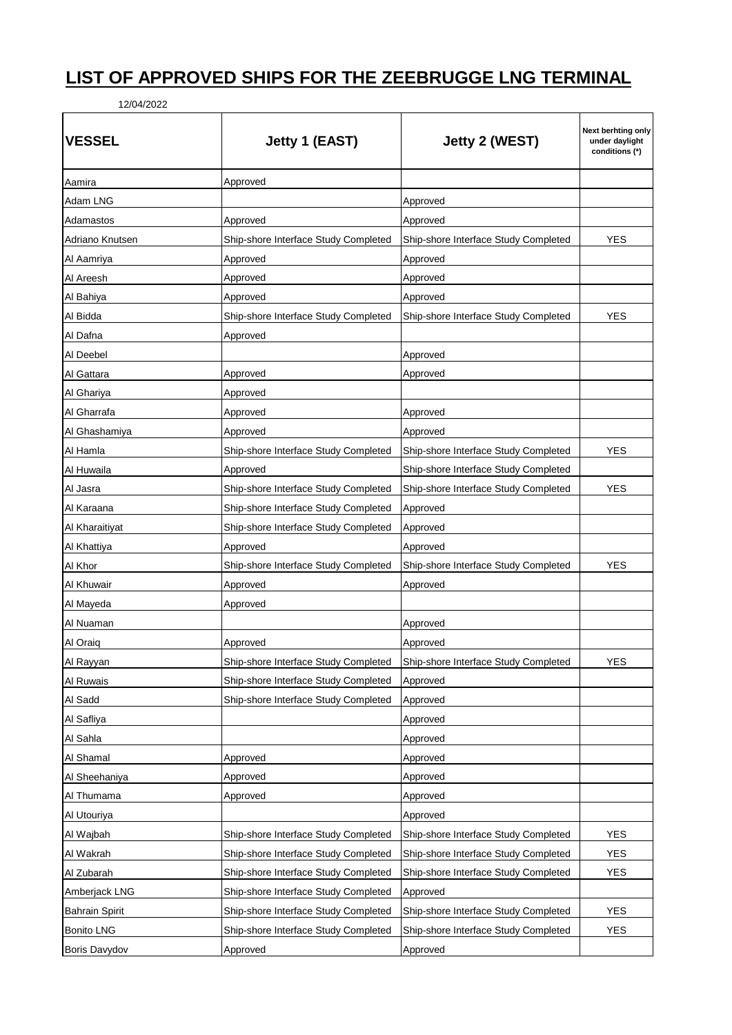# LIST OF APPROVED SHIPS FOR THE ZEEBRUGGE LNG TERMINAL

12/04/2022

| VESSEL | Jetty 1 (EAST) | Jetty 2 (WEST) | Next berhting only under daylight conditions (*) |
|---|---|---|---|
| Aamira | Approved | | |
| Adam LNG | | Approved | |
| Adamastos | Approved | Approved | |
| Adriano Knutsen | Ship-shore Interface Study Completed | Ship-shore Interface Study Completed | YES |
| Al Aamriya | Approved | Approved | |
| Al Areesh | Approved | Approved | |
| Al Bahiya | Approved | Approved | |
| Al Bidda | Ship-shore Interface Study Completed | Ship-shore Interface Study Completed | YES |
| Al Dafna | Approved | | |
| Al Deebel | | Approved | |
| Al Gattara | Approved | Approved | |
| Al Ghariya | Approved | | |
| Al Gharrafa | Approved | Approved | |
| Al Ghashamiya | Approved | Approved | |
| Al Hamla | Ship-shore Interface Study Completed | Ship-shore Interface Study Completed | YES |
| Al Huwaila | Approved | Ship-shore Interface Study Completed | |
| Al Jasra | Ship-shore Interface Study Completed | Ship-shore Interface Study Completed | YES |
| Al Karaana | Ship-shore Interface Study Completed | Approved | |
| Al Kharaitiyat | Ship-shore Interface Study Completed | Approved | |
| Al Khattiya | Approved | Approved | |
| Al Khor | Ship-shore Interface Study Completed | Ship-shore Interface Study Completed | YES |
| Al Khuwair | Approved | Approved | |
| Al Mayeda | Approved | | |
| Al Nuaman | | Approved | |
| Al Oraiq | Approved | Approved | |
| Al Rayyan | Ship-shore Interface Study Completed | Ship-shore Interface Study Completed | YES |
| Al Ruwais | Ship-shore Interface Study Completed | Approved | |
| Al Sadd | Ship-shore Interface Study Completed | Approved | |
| Al Safliya | | Approved | |
| Al Sahla | | Approved | |
| Al Shamal | Approved | Approved | |
| Al Sheehaniya | Approved | Approved | |
| Al Thumama | Approved | Approved | |
| Al Utouriya | | Approved | |
| Al Wajbah | Ship-shore Interface Study Completed | Ship-shore Interface Study Completed | YES |
| Al Wakrah | Ship-shore Interface Study Completed | Ship-shore Interface Study Completed | YES |
| Al Zubarah | Ship-shore Interface Study Completed | Ship-shore Interface Study Completed | YES |
| Amberjack LNG | Ship-shore Interface Study Completed | Approved | |
| Bahrain Spirit | Ship-shore Interface Study Completed | Ship-shore Interface Study Completed | YES |
| Bonito LNG | Ship-shore Interface Study Completed | Ship-shore Interface Study Completed | YES |
| Boris Davydov | Approved | Approved | |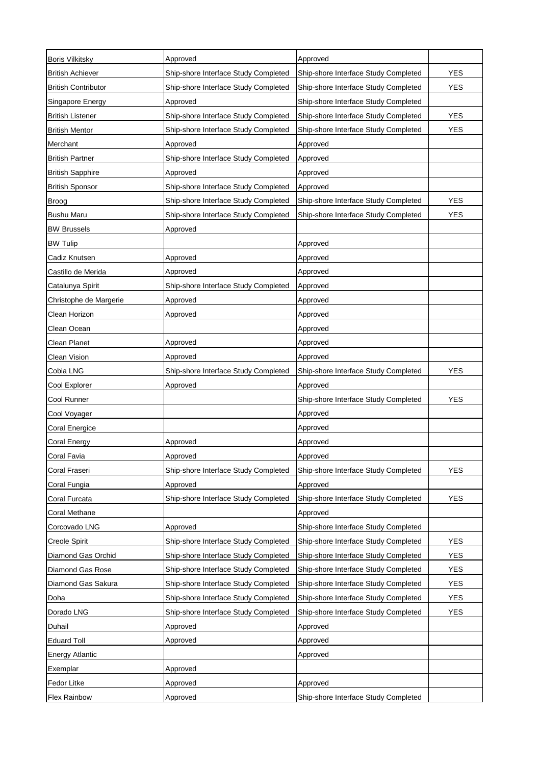| | | | |
|---|---|---|---|
| Boris Vilkitsky | Approved | Approved | |
| British Achiever | Ship-shore Interface Study Completed | Ship-shore Interface Study Completed | YES |
| British Contributor | Ship-shore Interface Study Completed | Ship-shore Interface Study Completed | YES |
| Singapore Energy | Approved | Ship-shore Interface Study Completed | |
| British Listener | Ship-shore Interface Study Completed | Ship-shore Interface Study Completed | YES |
| British Mentor | Ship-shore Interface Study Completed | Ship-shore Interface Study Completed | YES |
| Merchant | Approved | Approved | |
| British Partner | Ship-shore Interface Study Completed | Approved | |
| British Sapphire | Approved | Approved | |
| British Sponsor | Ship-shore Interface Study Completed | Approved | |
| Broog | Ship-shore Interface Study Completed | Ship-shore Interface Study Completed | YES |
| Bushu Maru | Ship-shore Interface Study Completed | Ship-shore Interface Study Completed | YES |
| BW Brussels | Approved | | |
| BW Tulip | | Approved | |
| Cadiz Knutsen | Approved | Approved | |
| Castillo de Merida | Approved | Approved | |
| Catalunya Spirit | Ship-shore Interface Study Completed | Approved | |
| Christophe de Margerie | Approved | Approved | |
| Clean Horizon | Approved | Approved | |
| Clean Ocean | | Approved | |
| Clean Planet | Approved | Approved | |
| Clean Vision | Approved | Approved | |
| Cobia LNG | Ship-shore Interface Study Completed | Ship-shore Interface Study Completed | YES |
| Cool Explorer | Approved | Approved | |
| Cool Runner | | Ship-shore Interface Study Completed | YES |
| Cool Voyager | | Approved | |
| Coral Energice | | Approved | |
| Coral Energy | Approved | Approved | |
| Coral Favia | Approved | Approved | |
| Coral Fraseri | Ship-shore Interface Study Completed | Ship-shore Interface Study Completed | YES |
| Coral Fungia | Approved | Approved | |
| Coral Furcata | Ship-shore Interface Study Completed | Ship-shore Interface Study Completed | YES |
| Coral Methane | | Approved | |
| Corcovado LNG | Approved | Ship-shore Interface Study Completed | |
| Creole Spirit | Ship-shore Interface Study Completed | Ship-shore Interface Study Completed | YES |
| Diamond Gas Orchid | Ship-shore Interface Study Completed | Ship-shore Interface Study Completed | YES |
| Diamond Gas Rose | Ship-shore Interface Study Completed | Ship-shore Interface Study Completed | YES |
| Diamond Gas Sakura | Ship-shore Interface Study Completed | Ship-shore Interface Study Completed | YES |
| Doha | Ship-shore Interface Study Completed | Ship-shore Interface Study Completed | YES |
| Dorado LNG | Ship-shore Interface Study Completed | Ship-shore Interface Study Completed | YES |
| Duhail | Approved | Approved | |
| Eduard Toll | Approved | Approved | |
| Energy Atlantic | | Approved | |
| Exemplar | Approved | | |
| Fedor Litke | Approved | Approved | |
| Flex Rainbow | Approved | Ship-shore Interface Study Completed | |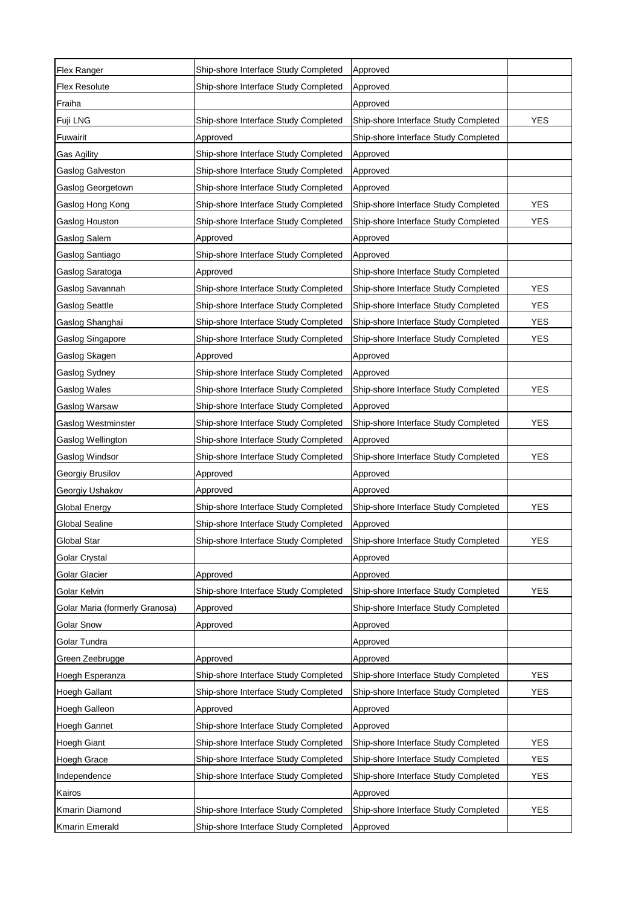| | | | |
|---|---|---|---|
| Flex Ranger | Ship-shore Interface Study Completed | Approved | |
| Flex Resolute | Ship-shore Interface Study Completed | Approved | |
| Fraiha | | Approved | |
| Fuji LNG | Ship-shore Interface Study Completed | Ship-shore Interface Study Completed | YES |
| Fuwairit | Approved | Ship-shore Interface Study Completed | |
| Gas Agility | Ship-shore Interface Study Completed | Approved | |
| Gaslog Galveston | Ship-shore Interface Study Completed | Approved | |
| Gaslog Georgetown | Ship-shore Interface Study Completed | Approved | |
| Gaslog Hong Kong | Ship-shore Interface Study Completed | Ship-shore Interface Study Completed | YES |
| Gaslog Houston | Ship-shore Interface Study Completed | Ship-shore Interface Study Completed | YES |
| Gaslog Salem | Approved | Approved | |
| Gaslog Santiago | Ship-shore Interface Study Completed | Approved | |
| Gaslog Saratoga | Approved | Ship-shore Interface Study Completed | |
| Gaslog Savannah | Ship-shore Interface Study Completed | Ship-shore Interface Study Completed | YES |
| Gaslog Seattle | Ship-shore Interface Study Completed | Ship-shore Interface Study Completed | YES |
| Gaslog Shanghai | Ship-shore Interface Study Completed | Ship-shore Interface Study Completed | YES |
| Gaslog Singapore | Ship-shore Interface Study Completed | Ship-shore Interface Study Completed | YES |
| Gaslog Skagen | Approved | Approved | |
| Gaslog Sydney | Ship-shore Interface Study Completed | Approved | |
| Gaslog Wales | Ship-shore Interface Study Completed | Ship-shore Interface Study Completed | YES |
| Gaslog Warsaw | Ship-shore Interface Study Completed | Approved | |
| Gaslog Westminster | Ship-shore Interface Study Completed | Ship-shore Interface Study Completed | YES |
| Gaslog Wellington | Ship-shore Interface Study Completed | Approved | |
| Gaslog Windsor | Ship-shore Interface Study Completed | Ship-shore Interface Study Completed | YES |
| Georgiy Brusilov | Approved | Approved | |
| Georgiy Ushakov | Approved | Approved | |
| Global Energy | Ship-shore Interface Study Completed | Ship-shore Interface Study Completed | YES |
| Global Sealine | Ship-shore Interface Study Completed | Approved | |
| Global Star | Ship-shore Interface Study Completed | Ship-shore Interface Study Completed | YES |
| Golar Crystal | | Approved | |
| Golar Glacier | Approved | Approved | |
| Golar Kelvin | Ship-shore Interface Study Completed | Ship-shore Interface Study Completed | YES |
| Golar Maria (formerly Granosa) | Approved | Ship-shore Interface Study Completed | |
| Golar Snow | Approved | Approved | |
| Golar Tundra | | Approved | |
| Green Zeebrugge | Approved | Approved | |
| Hoegh Esperanza | Ship-shore Interface Study Completed | Ship-shore Interface Study Completed | YES |
| Hoegh Gallant | Ship-shore Interface Study Completed | Ship-shore Interface Study Completed | YES |
| Hoegh Galleon | Approved | Approved | |
| Hoegh Gannet | Ship-shore Interface Study Completed | Approved | |
| Hoegh Giant | Ship-shore Interface Study Completed | Ship-shore Interface Study Completed | YES |
| Hoegh Grace | Ship-shore Interface Study Completed | Ship-shore Interface Study Completed | YES |
| Independence | Ship-shore Interface Study Completed | Ship-shore Interface Study Completed | YES |
| Kairos | | Approved | |
| Kmarin Diamond | Ship-shore Interface Study Completed | Ship-shore Interface Study Completed | YES |
| Kmarin Emerald | Ship-shore Interface Study Completed | Approved | |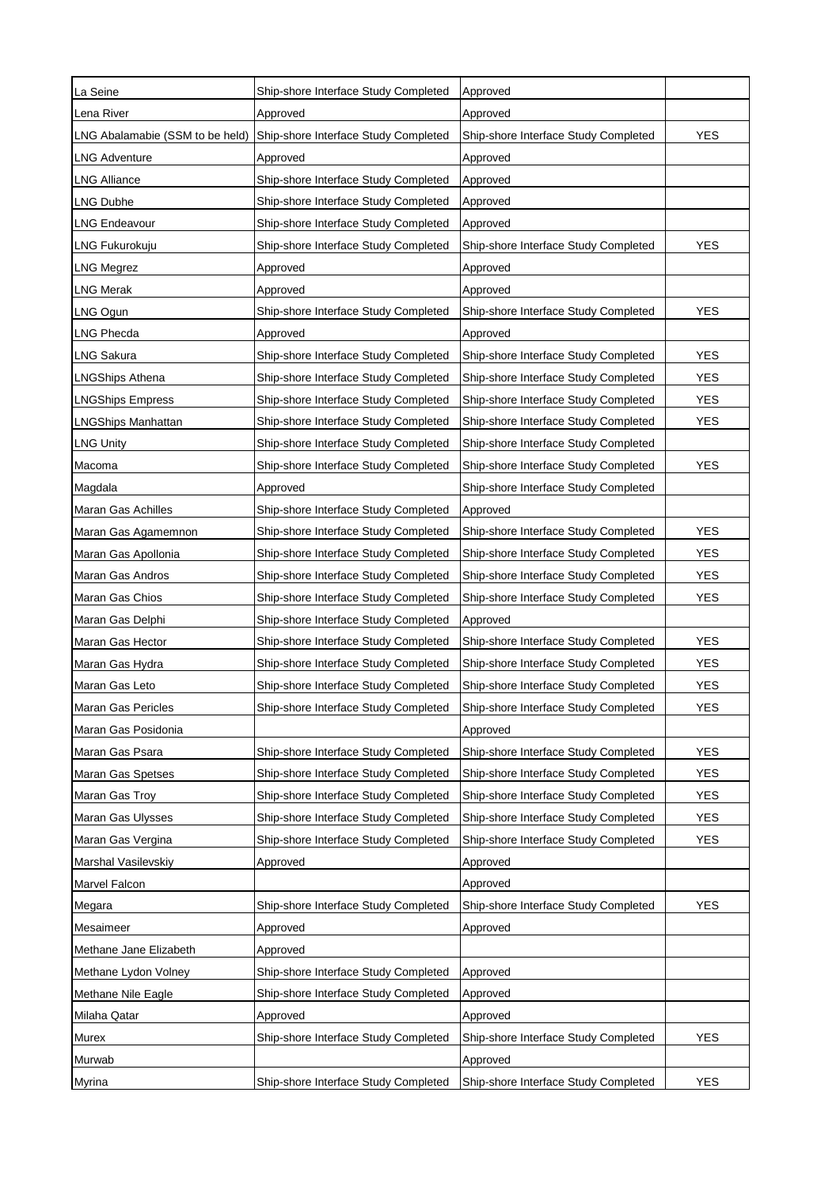| | | | |
|---|---|---|---|
| La Seine | Ship-shore Interface Study Completed | Approved | |
| Lena River | Approved | Approved | |
| LNG Abalamabie (SSM to be held) | Ship-shore Interface Study Completed | Ship-shore Interface Study Completed | YES |
| LNG Adventure | Approved | Approved | |
| LNG Alliance | Ship-shore Interface Study Completed | Approved | |
| LNG Dubhe | Ship-shore Interface Study Completed | Approved | |
| LNG Endeavour | Ship-shore Interface Study Completed | Approved | |
| LNG Fukurokuju | Ship-shore Interface Study Completed | Ship-shore Interface Study Completed | YES |
| LNG Megrez | Approved | Approved | |
| LNG Merak | Approved | Approved | |
| LNG Ogun | Ship-shore Interface Study Completed | Ship-shore Interface Study Completed | YES |
| LNG Phecda | Approved | Approved | |
| LNG Sakura | Ship-shore Interface Study Completed | Ship-shore Interface Study Completed | YES |
| LNGShips Athena | Ship-shore Interface Study Completed | Ship-shore Interface Study Completed | YES |
| LNGShips Empress | Ship-shore Interface Study Completed | Ship-shore Interface Study Completed | YES |
| LNGShips Manhattan | Ship-shore Interface Study Completed | Ship-shore Interface Study Completed | YES |
| LNG Unity | Ship-shore Interface Study Completed | Ship-shore Interface Study Completed | |
| Macoma | Ship-shore Interface Study Completed | Ship-shore Interface Study Completed | YES |
| Magdala | Approved | Ship-shore Interface Study Completed | |
| Maran Gas Achilles | Ship-shore Interface Study Completed | Approved | |
| Maran Gas Agamemnon | Ship-shore Interface Study Completed | Ship-shore Interface Study Completed | YES |
| Maran Gas Apollonia | Ship-shore Interface Study Completed | Ship-shore Interface Study Completed | YES |
| Maran Gas Andros | Ship-shore Interface Study Completed | Ship-shore Interface Study Completed | YES |
| Maran Gas Chios | Ship-shore Interface Study Completed | Ship-shore Interface Study Completed | YES |
| Maran Gas Delphi | Ship-shore Interface Study Completed | Approved | |
| Maran Gas Hector | Ship-shore Interface Study Completed | Ship-shore Interface Study Completed | YES |
| Maran Gas Hydra | Ship-shore Interface Study Completed | Ship-shore Interface Study Completed | YES |
| Maran Gas Leto | Ship-shore Interface Study Completed | Ship-shore Interface Study Completed | YES |
| Maran Gas Pericles | Ship-shore Interface Study Completed | Ship-shore Interface Study Completed | YES |
| Maran Gas Posidonia | | Approved | |
| Maran Gas Psara | Ship-shore Interface Study Completed | Ship-shore Interface Study Completed | YES |
| Maran Gas Spetses | Ship-shore Interface Study Completed | Ship-shore Interface Study Completed | YES |
| Maran Gas Troy | Ship-shore Interface Study Completed | Ship-shore Interface Study Completed | YES |
| Maran Gas Ulysses | Ship-shore Interface Study Completed | Ship-shore Interface Study Completed | YES |
| Maran Gas Vergina | Ship-shore Interface Study Completed | Ship-shore Interface Study Completed | YES |
| Marshal Vasilevskiy | Approved | Approved | |
| Marvel Falcon | | Approved | |
| Megara | Ship-shore Interface Study Completed | Ship-shore Interface Study Completed | YES |
| Mesaimeer | Approved | Approved | |
| Methane Jane Elizabeth | Approved | | |
| Methane Lydon Volney | Ship-shore Interface Study Completed | Approved | |
| Methane Nile Eagle | Ship-shore Interface Study Completed | Approved | |
| Milaha Qatar | Approved | Approved | |
| Murex | Ship-shore Interface Study Completed | Ship-shore Interface Study Completed | YES |
| Murwab | | Approved | |
| Myrina | Ship-shore Interface Study Completed | Ship-shore Interface Study Completed | YES |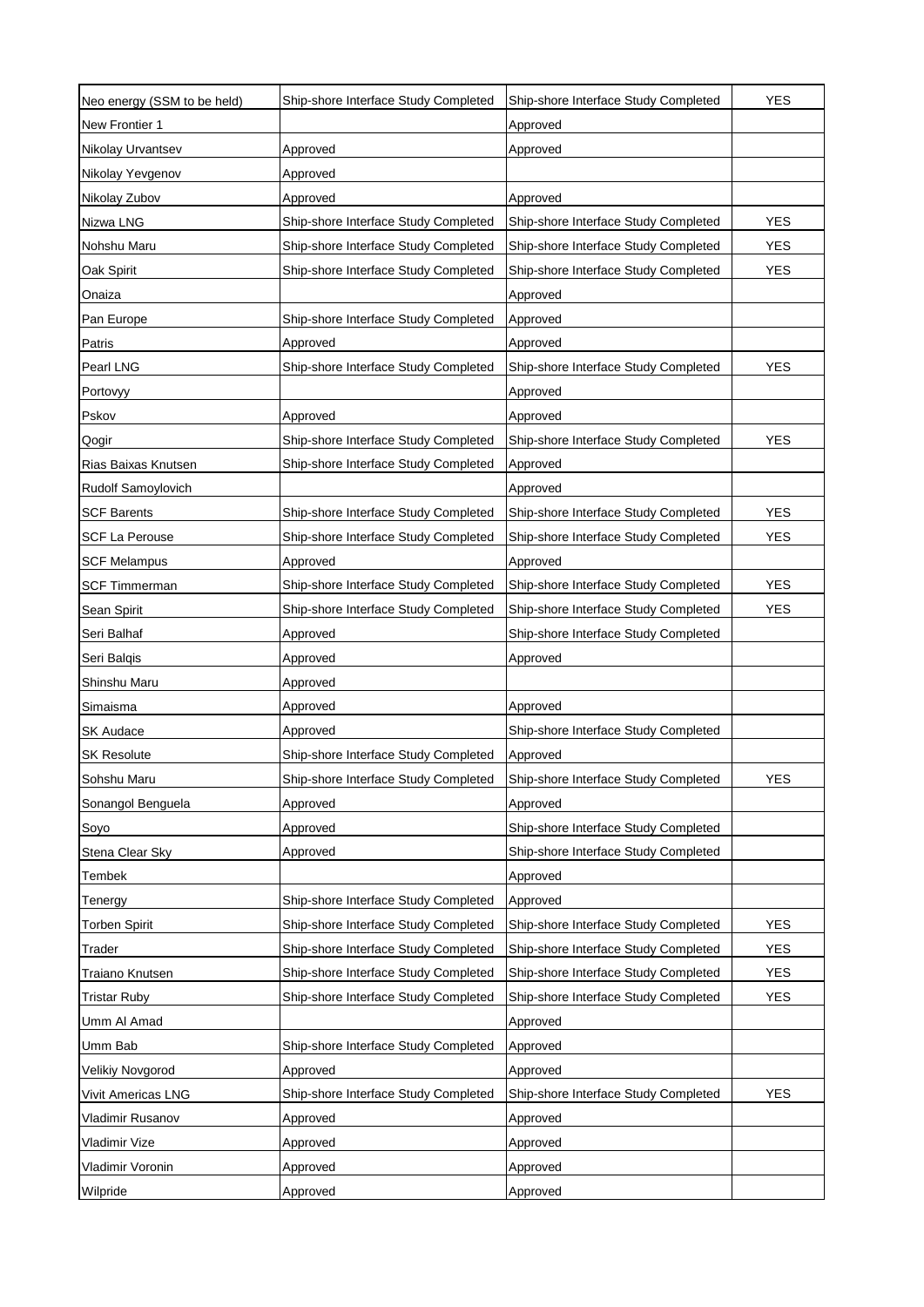| | | | |
|---|---|---|---|
| Neo energy (SSM to be held) | Ship-shore Interface Study Completed | Ship-shore Interface Study Completed | YES |
| New Frontier 1 | | Approved | |
| Nikolay Urvantsev | Approved | Approved | |
| Nikolay Yevgenov | Approved | | |
| Nikolay Zubov | Approved | Approved | |
| Nizwa LNG | Ship-shore Interface Study Completed | Ship-shore Interface Study Completed | YES |
| Nohshu Maru | Ship-shore Interface Study Completed | Ship-shore Interface Study Completed | YES |
| Oak Spirit | Ship-shore Interface Study Completed | Ship-shore Interface Study Completed | YES |
| Onaiza | | Approved | |
| Pan Europe | Ship-shore Interface Study Completed | Approved | |
| Patris | Approved | Approved | |
| Pearl LNG | Ship-shore Interface Study Completed | Ship-shore Interface Study Completed | YES |
| Portovyy | | Approved | |
| Pskov | Approved | Approved | |
| Qogir | Ship-shore Interface Study Completed | Ship-shore Interface Study Completed | YES |
| Rias Baixas Knutsen | Ship-shore Interface Study Completed | Approved | |
| Rudolf Samoylovich | | Approved | |
| SCF Barents | Ship-shore Interface Study Completed | Ship-shore Interface Study Completed | YES |
| SCF La Perouse | Ship-shore Interface Study Completed | Ship-shore Interface Study Completed | YES |
| SCF Melampus | Approved | Approved | |
| SCF Timmerman | Ship-shore Interface Study Completed | Ship-shore Interface Study Completed | YES |
| Sean Spirit | Ship-shore Interface Study Completed | Ship-shore Interface Study Completed | YES |
| Seri Balhaf | Approved | Ship-shore Interface Study Completed | |
| Seri Balqis | Approved | Approved | |
| Shinshu Maru | Approved | | |
| Simaisma | Approved | Approved | |
| SK Audace | Approved | Ship-shore Interface Study Completed | |
| SK Resolute | Ship-shore Interface Study Completed | Approved | |
| Sohshu Maru | Ship-shore Interface Study Completed | Ship-shore Interface Study Completed | YES |
| Sonangol Benguela | Approved | Approved | |
| Soyo | Approved | Ship-shore Interface Study Completed | |
| Stena Clear Sky | Approved | Ship-shore Interface Study Completed | |
| Tembek | | Approved | |
| Tenergy | Ship-shore Interface Study Completed | Approved | |
| Torben Spirit | Ship-shore Interface Study Completed | Ship-shore Interface Study Completed | YES |
| Trader | Ship-shore Interface Study Completed | Ship-shore Interface Study Completed | YES |
| Traiano Knutsen | Ship-shore Interface Study Completed | Ship-shore Interface Study Completed | YES |
| Tristar Ruby | Ship-shore Interface Study Completed | Ship-shore Interface Study Completed | YES |
| Umm Al Amad | | Approved | |
| Umm Bab | Ship-shore Interface Study Completed | Approved | |
| Velikiy Novgorod | Approved | Approved | |
| Vivit Americas LNG | Ship-shore Interface Study Completed | Ship-shore Interface Study Completed | YES |
| Vladimir Rusanov | Approved | Approved | |
| Vladimir Vize | Approved | Approved | |
| Vladimir Voronin | Approved | Approved | |
| Wilpride | Approved | Approved | |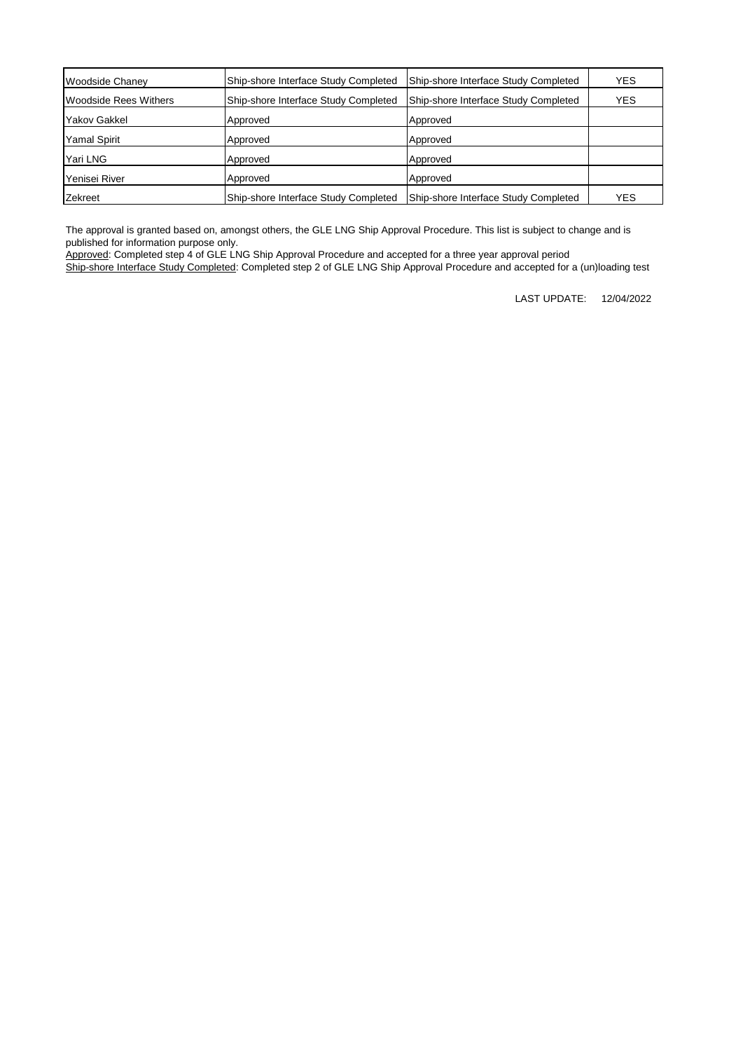| | | | |
|---|---|---|---|
| Woodside Chaney | Ship-shore Interface Study Completed | Ship-shore Interface Study Completed | YES |
| Woodside Rees Withers | Ship-shore Interface Study Completed | Ship-shore Interface Study Completed | YES |
| Yakov Gakkel | Approved | Approved | |
| Yamal Spirit | Approved | Approved | |
| Yari LNG | Approved | Approved | |
| Yenisei River | Approved | Approved | |
| Zekreet | Ship-shore Interface Study Completed | Ship-shore Interface Study Completed | YES |

The approval is granted based on, amongst others, the GLE LNG Ship Approval Procedure. This list is subject to change and is published for information purpose only.

Approved: Completed step 4 of GLE LNG Ship Approval Procedure and accepted for a three year approval period

Ship-shore Interface Study Completed: Completed step 2 of GLE LNG Ship Approval Procedure and accepted for a (un)loading test

LAST UPDATE: 12/04/2022